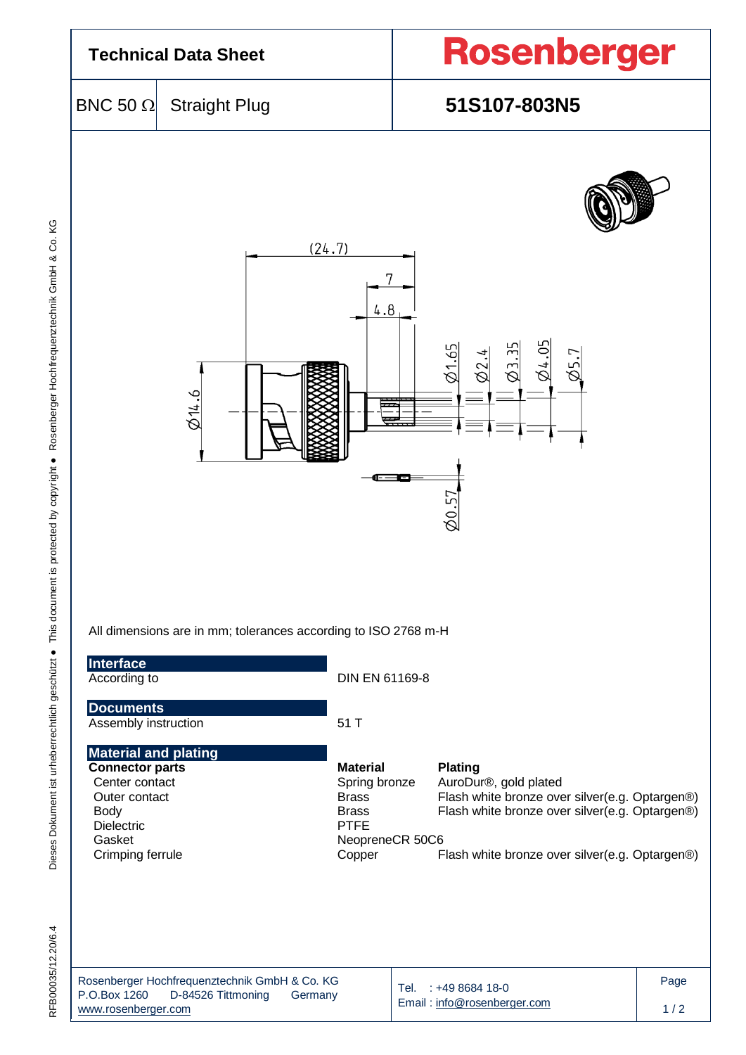# Technical Data Sheet

**Rosenberger**

| BNC 50 Ω | Straight Plug | **51S107-803N5** |
|---|---|---|

All dimensions are in mm; tolerances according to ISO 2768 m-H

## Interface

| | |
|---|---|
| According to | DIN EN 61169-8 |

## Documents

| | |
|---|---|
| Assembly instruction | 51 T |

## Material and plating

| **Connector parts** | **Material** | **Plating** |
|---|---|---|
| Center contact | Spring bronze | AuroDur®, gold plated |
| Outer contact | Brass | Flash white bronze over silver(e.g. Optargen®) |
| Body | Brass | Flash white bronze over silver(e.g. Optargen®) |
| Dielectric | PTFE | |
| Gasket | NeopreneCR 50C6 | |
| Crimping ferrule | Copper | Flash white bronze over silver(e.g. Optargen®) |

Rosenberger Hochfrequenztechnik GmbH & Co. KG
P.O.Box 1260 D-84526 Tittmoning Germany
www.rosenberger.com

Tel. : +49 8684 18-0
Email : info@rosenberger.com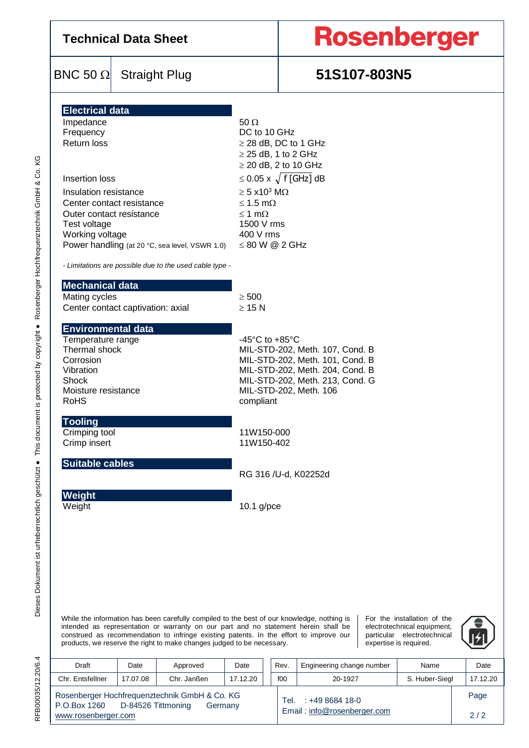# Technical Data Sheet

# Rosenberger

## BNC 50 Ω Straight Plug

## 51S107-803N5

### Electrical data

| | |
|---|---|
| Impedance | 50 Ω |
| Frequency | DC to 10 GHz |
| Return loss | ≥ 28 dB, DC to 1 GHz<br>≥ 25 dB, 1 to 2 GHz<br>≥ 20 dB, 2 to 10 GHz |
| Insertion loss | ≤ 0.05 x $\sqrt{f\,[\text{GHz}]}$ dB |
| Insulation resistance | ≥ 5 x$10^3$ MΩ |
| Center contact resistance | ≤ 1.5 mΩ |
| Outer contact resistance | ≤ 1 mΩ |
| Test voltage | 1500 V rms |
| Working voltage | 400 V rms |
| Power handling (at 20 °C, sea level, VSWR 1.0) | ≤ 80 W @ 2 GHz |

*- Limitations are possible due to the used cable type -*

### Mechanical data

| | |
|---|---|
| Mating cycles | ≥ 500 |
| Center contact captivation: axial | ≥ 15 N |

### Environmental data

| | |
|---|---|
| Temperature range | -45°C to +85°C |
| Thermal shock | MIL-STD-202, Meth. 107, Cond. B |
| Corrosion | MIL-STD-202, Meth. 101, Cond. B |
| Vibration | MIL-STD-202, Meth. 204, Cond. B |
| Shock | MIL-STD-202, Meth. 213, Cond. G |
| Moisture resistance | MIL-STD-202, Meth. 106 |
| RoHS | compliant |

### Tooling

| | |
|---|---|
| Crimping tool | 11W150-000 |
| Crimp insert | 11W150-402 |

### Suitable cables

RG 316 /U-d, K02252d

### Weight

| | |
|---|---|
| Weight | 10.1 g/pce |

While the information has been carefully compiled to the best of our knowledge, nothing is intended as representation or warranty on our part and no statement herein shall be construed as recommendation to infringe existing patents. In the effort to improve our products, we reserve the right to make changes judged to be necessary.

For the installation of the electrotechnical equipment, particular electrotechnical expertise is required.

| Draft | Date | Approved | Date | Rev. | Engineering change number | Name | Date |
|---|---|---|---|---|---|---|---|
| Chr. Entsfellner | 17.07.08 | Chr. Janßen | 17.12.20 | f00 | 20-1927 | S. Huber-Siegl | 17.12.20 |

Rosenberger Hochfrequenztechnik GmbH & Co. KG
P.O.Box 1260 D-84526 Tittmoning Germany
www.rosenberger.com

Tel. : +49 8684 18-0
Email : info@rosenberger.com

RFB00035/12.20/6.4

Dieses Dokument ist urheberrechtlich geschützt • This document is protected by copyright • Rosenberger Hochfrequenztechnik GmbH & Co. KG